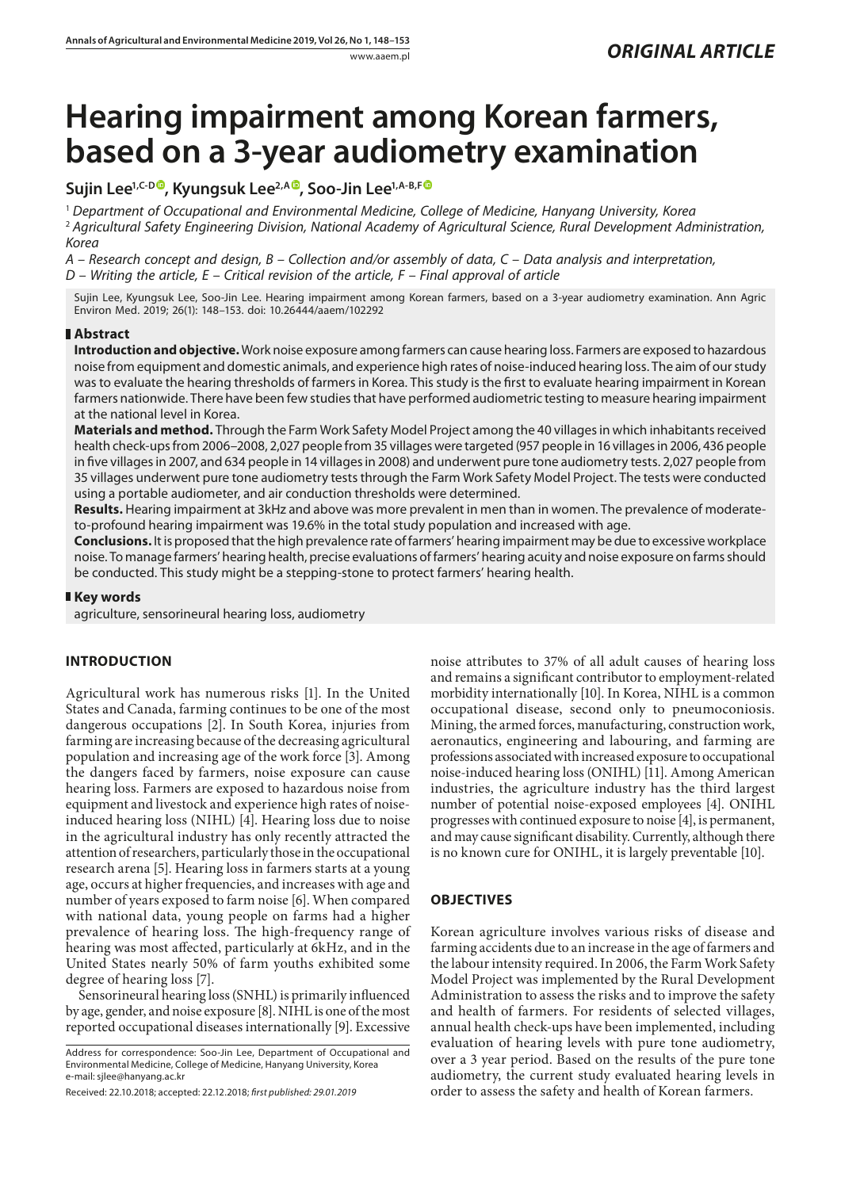ORIGINAL ARTICLE

# Hearing impairment among Korean farmers, based on a 3-year audiometry examination

**Sujin Lee[1,C-D], Kyungsuk Lee[2,A], Soo-Jin Lee[1,A-B,F]**

[1] *Department of Occupational and Environmental Medicine, College of Medicine, Hanyang University, Korea*
[2] *Agricultural Safety Engineering Division, National Academy of Agricultural Science, Rural Development Administration, Korea*

*A – Research concept and design, B – Collection and/or assembly of data, C – Data analysis and interpretation, D – Writing the article, E – Critical revision of the article, F – Final approval of article*

Sujin Lee, Kyungsuk Lee, Soo-Jin Lee. Hearing impairment among Korean farmers, based on a 3-year audiometry examination. Ann Agric Environ Med. 2019; 26(1): 148–153. doi: 10.26444/aaem/102292

## Abstract

**Introduction and objective.** Work noise exposure among farmers can cause hearing loss. Farmers are exposed to hazardous noise from equipment and domestic animals, and experience high rates of noise-induced hearing loss. The aim of our study was to evaluate the hearing thresholds of farmers in Korea. This study is the first to evaluate hearing impairment in Korean farmers nationwide. There have been few studies that have performed audiometric testing to measure hearing impairment at the national level in Korea.

**Materials and method.** Through the Farm Work Safety Model Project among the 40 villages in which inhabitants received health check-ups from 2006–2008, 2,027 people from 35 villages were targeted (957 people in 16 villages in 2006, 436 people in five villages in 2007, and 634 people in 14 villages in 2008) and underwent pure tone audiometry tests. 2,027 people from 35 villages underwent pure tone audiometry tests through the Farm Work Safety Model Project. The tests were conducted using a portable audiometer, and air conduction thresholds were determined.

**Results.** Hearing impairment at 3kHz and above was more prevalent in men than in women. The prevalence of moderate-to-profound hearing impairment was 19.6% in the total study population and increased with age.

**Conclusions.** It is proposed that the high prevalence rate of farmers' hearing impairment may be due to excessive workplace noise. To manage farmers' hearing health, precise evaluations of farmers' hearing acuity and noise exposure on farms should be conducted. This study might be a stepping-stone to protect farmers' hearing health.

## Key words

agriculture, sensorineural hearing loss, audiometry

## INTRODUCTION

Agricultural work has numerous risks [1]. In the United States and Canada, farming continues to be one of the most dangerous occupations [2]. In South Korea, injuries from farming are increasing because of the decreasing agricultural population and increasing age of the work force [3]. Among the dangers faced by farmers, noise exposure can cause hearing loss. Farmers are exposed to hazardous noise from equipment and livestock and experience high rates of noise-induced hearing loss (NIHL) [4]. Hearing loss due to noise in the agricultural industry has only recently attracted the attention of researchers, particularly those in the occupational research arena [5]. Hearing loss in farmers starts at a young age, occurs at higher frequencies, and increases with age and number of years exposed to farm noise [6]. When compared with national data, young people on farms had a higher prevalence of hearing loss. The high-frequency range of hearing was most affected, particularly at 6kHz, and in the United States nearly 50% of farm youths exhibited some degree of hearing loss [7].

Sensorineural hearing loss (SNHL) is primarily influenced by age, gender, and noise exposure [8]. NIHL is one of the most reported occupational diseases internationally [9]. Excessive noise attributes to 37% of all adult causes of hearing loss and remains a significant contributor to employment-related morbidity internationally [10]. In Korea, NIHL is a common occupational disease, second only to pneumoconiosis. Mining, the armed forces, manufacturing, construction work, aeronautics, engineering and labouring, and farming are professions associated with increased exposure to occupational noise-induced hearing loss (ONIHL) [11]. Among American industries, the agriculture industry has the third largest number of potential noise-exposed employees [4]. ONIHL progresses with continued exposure to noise [4], is permanent, and may cause significant disability. Currently, although there is no known cure for ONIHL, it is largely preventable [10].

## OBJECTIVES

Korean agriculture involves various risks of disease and farming accidents due to an increase in the age of farmers and the labour intensity required. In 2006, the Farm Work Safety Model Project was implemented by the Rural Development Administration to assess the risks and to improve the safety and health of farmers. For residents of selected villages, annual health check-ups have been implemented, including evaluation of hearing levels with pure tone audiometry, over a 3 year period. Based on the results of the pure tone audiometry, the current study evaluated hearing levels in order to assess the safety and health of Korean farmers.

Address for correspondence: Soo-Jin Lee, Department of Occupational and Environmental Medicine, College of Medicine, Hanyang University, Korea
e-mail: sjlee@hanyang.ac.kr

Received: 22.10.2018; accepted: 22.12.2018; *first published: 29.01.2019*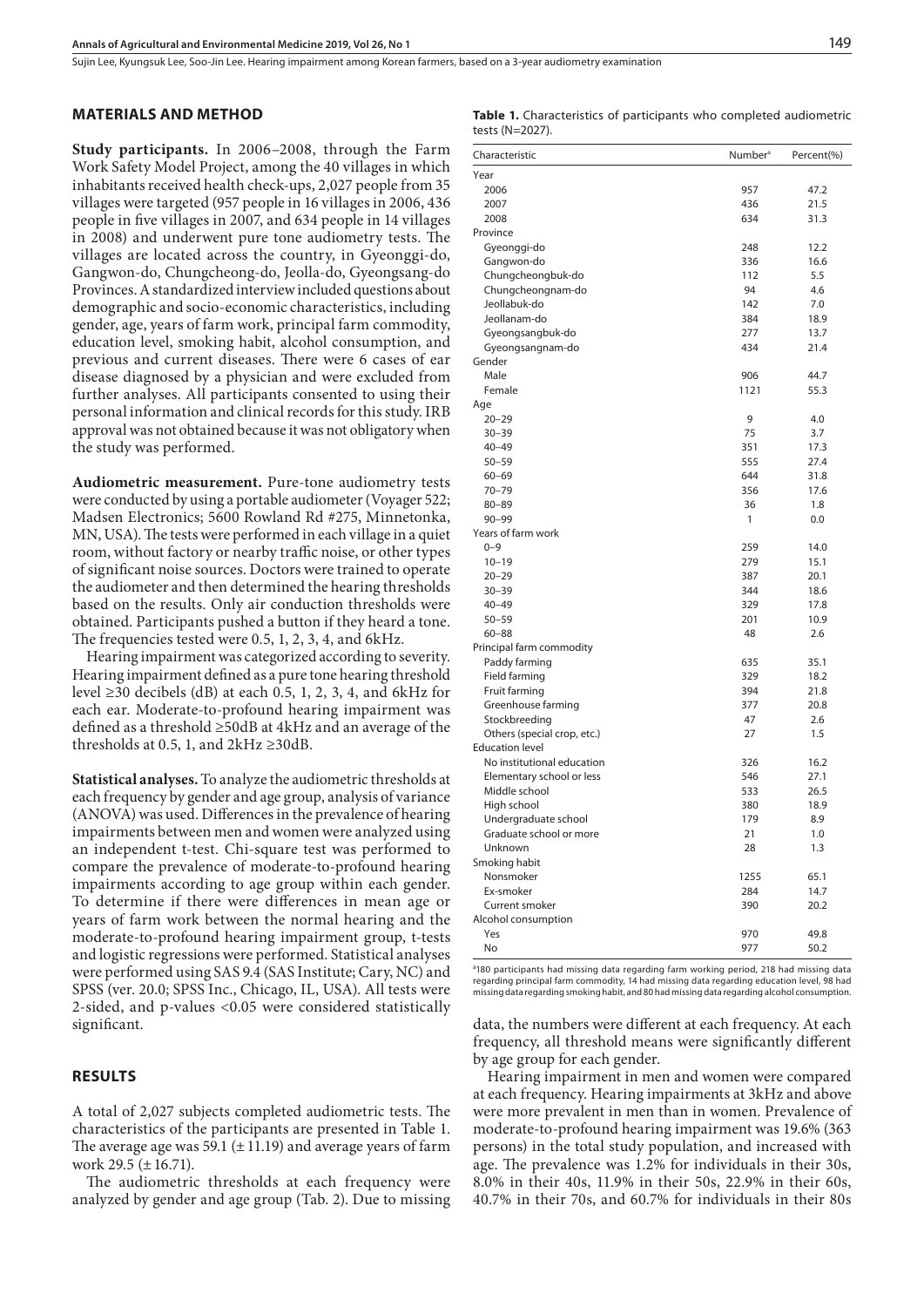## MATERIALS AND METHOD

**Study participants.** In 2006–2008, through the Farm Work Safety Model Project, among the 40 villages in which inhabitants received health check-ups, 2,027 people from 35 villages were targeted (957 people in 16 villages in 2006, 436 people in five villages in 2007, and 634 people in 14 villages in 2008) and underwent pure tone audiometry tests. The villages are located across the country, in Gyeonggi-do, Gangwon-do, Chungcheong-do, Jeolla-do, Gyeongsang-do Provinces. A standardized interview included questions about demographic and socio-economic characteristics, including gender, age, years of farm work, principal farm commodity, education level, smoking habit, alcohol consumption, and previous and current diseases. There were 6 cases of ear disease diagnosed by a physician and were excluded from further analyses. All participants consented to using their personal information and clinical records for this study. IRB approval was not obtained because it was not obligatory when the study was performed.

**Audiometric measurement.** Pure-tone audiometry tests were conducted by using a portable audiometer (Voyager 522; Madsen Electronics; 5600 Rowland Rd #275, Minnetonka, MN, USA). The tests were performed in each village in a quiet room, without factory or nearby traffic noise, or other types of significant noise sources. Doctors were trained to operate the audiometer and then determined the hearing thresholds based on the results. Only air conduction thresholds were obtained. Participants pushed a button if they heard a tone. The frequencies tested were 0.5, 1, 2, 3, 4, and 6kHz.

Hearing impairment was categorized according to severity. Hearing impairment defined as a pure tone hearing threshold level ≥30 decibels (dB) at each 0.5, 1, 2, 3, 4, and 6kHz for each ear. Moderate-to-profound hearing impairment was defined as a threshold ≥50dB at 4kHz and an average of the thresholds at 0.5, 1, and 2kHz ≥30dB.

**Statistical analyses.** To analyze the audiometric thresholds at each frequency by gender and age group, analysis of variance (ANOVA) was used. Differences in the prevalence of hearing impairments between men and women were analyzed using an independent t-test. Chi-square test was performed to compare the prevalence of moderate-to-profound hearing impairments according to age group within each gender. To determine if there were differences in mean age or years of farm work between the normal hearing and the moderate-to-profound hearing impairment group, t-tests and logistic regressions were performed. Statistical analyses were performed using SAS 9.4 (SAS Institute; Cary, NC) and SPSS (ver. 20.0; SPSS Inc., Chicago, IL, USA). All tests were 2-sided, and p-values <0.05 were considered statistically significant.

## RESULTS

A total of 2,027 subjects completed audiometric tests. The characteristics of the participants are presented in Table 1. The average age was 59.1 (± 11.19) and average years of farm work 29.5 (± 16.71).

The audiometric thresholds at each frequency were analyzed by gender and age group (Tab. 2). Due to missing data, the numbers were different at each frequency. At each frequency, all threshold means were significantly different by age group for each gender.

Hearing impairment in men and women were compared at each frequency. Hearing impairments at 3kHz and above were more prevalent in men than in women. Prevalence of moderate-to-profound hearing impairment was 19.6% (363 persons) in the total study population, and increased with age. The prevalence was 1.2% for individuals in their 30s, 8.0% in their 40s, 11.9% in their 50s, 22.9% in their 60s, 40.7% in their 70s, and 60.7% for individuals in their 80s

**Table 1.** Characteristics of participants who completed audiometric tests (N=2027).

| Characteristic | Number[a] | Percent(%) |
|---|---|---|
| Year | | |
| 2006 | 957 | 47.2 |
| 2007 | 436 | 21.5 |
| 2008 | 634 | 31.3 |
| Province | | |
| Gyeonggi-do | 248 | 12.2 |
| Gangwon-do | 336 | 16.6 |
| Chungcheongbuk-do | 112 | 5.5 |
| Chungcheongnam-do | 94 | 4.6 |
| Jeollabuk-do | 142 | 7.0 |
| Jeollanam-do | 384 | 18.9 |
| Gyeongsangbuk-do | 277 | 13.7 |
| Gyeongsangnam-do | 434 | 21.4 |
| Gender | | |
| Male | 906 | 44.7 |
| Female | 1121 | 55.3 |
| Age | | |
| 20–29 | 9 | 4.0 |
| 30–39 | 75 | 3.7 |
| 40–49 | 351 | 17.3 |
| 50–59 | 555 | 27.4 |
| 60–69 | 644 | 31.8 |
| 70–79 | 356 | 17.6 |
| 80–89 | 36 | 1.8 |
| 90–99 | 1 | 0.0 |
| Years of farm work | | |
| 0–9 | 259 | 14.0 |
| 10–19 | 279 | 15.1 |
| 20–29 | 387 | 20.1 |
| 30–39 | 344 | 18.6 |
| 40–49 | 329 | 17.8 |
| 50–59 | 201 | 10.9 |
| 60–88 | 48 | 2.6 |
| Principal farm commodity | | |
| Paddy farming | 635 | 35.1 |
| Field farming | 329 | 18.2 |
| Fruit farming | 394 | 21.8 |
| Greenhouse farming | 377 | 20.8 |
| Stockbreeding | 47 | 2.6 |
| Others (special crop, etc.) | 27 | 1.5 |
| Education level | | |
| No institutional education | 326 | 16.2 |
| Elementary school or less | 546 | 27.1 |
| Middle school | 533 | 26.5 |
| High school | 380 | 18.9 |
| Undergraduate school | 179 | 8.9 |
| Graduate school or more | 21 | 1.0 |
| Unknown | 28 | 1.3 |
| Smoking habit | | |
| Nonsmoker | 1255 | 65.1 |
| Ex-smoker | 284 | 14.7 |
| Current smoker | 390 | 20.2 |
| Alcohol consumption | | |
| Yes | 970 | 49.8 |
| No | 977 | 50.2 |

[a]180 participants had missing data regarding farm working period, 218 had missing data regarding principal farm commodity, 14 had missing data regarding education level, 98 had missing data regarding smoking habit, and 80 had missing data regarding alcohol consumption.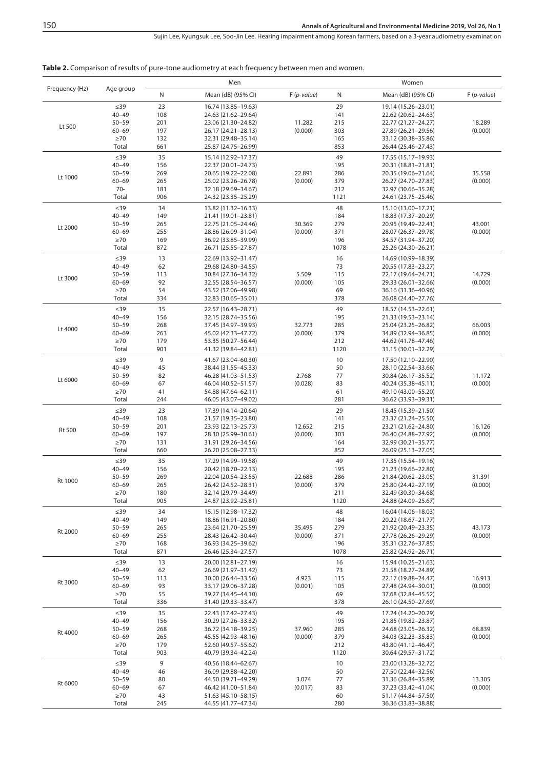**Table 2.** Comparison of results of pure-tone audiometry at each frequency between men and women.

| Frequency (Hz) | Age group | Men | | | Women | | |
|---|---|---|---|---|---|---|---|
| | | N | Mean (dB) (95% CI) | F (*p-value*) | N | Mean (dB) (95% CI) | F (*p-value*) |
| Lt 500 | ≤39 | 23 | 16.74 (13.85–19.63) | 11.282 (0.000) | 29 | 19.14 (15.26–23.01) | 18.289 (0.000) |
| | 40–49 | 108 | 24.63 (21.62–29.64) | | 141 | 22.62 (20.62–24.63) | |
| | 50–59 | 201 | 23.06 (21.30–24.82) | | 215 | 22.77 (21.27–24.27) | |
| | 60–69 | 197 | 26.17 (24.21–28.13) | | 303 | 27.89 (26.21–29.56) | |
| | ≥70 | 132 | 32.31 (29.48–35.14) | | 165 | 33.12 (30.38–35.86) | |
| | Total | 661 | 25.87 (24.75–26.99) | | 853 | 26.44 (25.46–27.43) | |
| Lt 1000 | ≤39 | 35 | 15.14 (12.92–17.37) | 22.891 (0.000) | 49 | 17.55 (15.17–19.93) | 35.558 (0.000) |
| | 40–49 | 156 | 22.37 (20.01–24.73) | | 195 | 20.31 (18.81–21.81) | |
| | 50–59 | 269 | 20.65 (19.22–22.08) | | 286 | 20.35 (19.06–21.64) | |
| | 60–69 | 265 | 25.02 (23.26–26.78) | | 379 | 26.27 (24.70–27.83) | |
| | 70- | 181 | 32.18 (29.69–34.67) | | 212 | 32.97 (30.66–35.28) | |
| | Total | 906 | 24.32 (23.35–25.29) | | 1121 | 24.61 (23.75–25.46) | |
| Lt 2000 | ≤39 | 34 | 13.82 (11.32–16.33) | 30.369 (0.000) | 48 | 15.10 (13.00–17.21) | 43.001 (0.000) |
| | 40–49 | 149 | 21.41 (19.01–23.81) | | 184 | 18.83 (17.37–20.29) | |
| | 50–59 | 265 | 22.75 (21.05–24.46) | | 279 | 20.95 (19.49–22.41) | |
| | 60–69 | 255 | 28.86 (26.09–31.04) | | 371 | 28.07 (26.37–29.78) | |
| | ≥70 | 169 | 36.92 (33.85–39.99) | | 196 | 34.57 (31.94–37.20) | |
| | Total | 872 | 26.71 (25.55–27.87) | | 1078 | 25.26 (24.30–26.21) | |
| Lt 3000 | ≤39 | 13 | 22.69 (13.92–31.47) | 5.509 (0.000) | 16 | 14.69 (10.99–18.39) | 14.729 (0.000) |
| | 40–49 | 62 | 29.68 (24.80–34.55) | | 73 | 20.55 (17.83–23.27) | |
| | 50–59 | 113 | 30.84 (27.36–34.32) | | 115 | 22.17 (19.64–24.71) | |
| | 60–69 | 92 | 32.55 (28.54–36.57) | | 105 | 29.33 (26.01–32.66) | |
| | ≥70 | 54 | 43.52 (37.06–49.98) | | 69 | 36.16 (31.36–40.96) | |
| | Total | 334 | 32.83 (30.65–35.01) | | 378 | 26.08 (24.40–27.76) | |
| Lt 4000 | ≤39 | 35 | 22.57 (16.43–28.71) | 32.773 (0.000) | 49 | 18.57 (14.53–22.61) | 66.003 (0.000) |
| | 40–49 | 156 | 32.15 (28.74–35.56) | | 195 | 21.33 (19.53–23.14) | |
| | 50–59 | 268 | 37.45 (34.97–39.93) | | 285 | 25.04 (23.25–26.82) | |
| | 60–69 | 263 | 45.02 (42.33–47.72) | | 379 | 34.89 (32.94–36.85) | |
| | ≥70 | 179 | 53.35 (50.27–56.44) | | 212 | 44.62 (41.78–47.46) | |
| | Total | 901 | 41.32 (39.84–42.81) | | 1120 | 31.15 (30.01–32.29) | |
| Lt 6000 | ≤39 | 9 | 41.67 (23.04–60.30) | 2.768 (0.028) | 10 | 17.50 (12.10–22.90) | 11.172 (0.000) |
| | 40–49 | 45 | 38.44 (31.55–45.33) | | 50 | 28.10 (22.54–33.66) | |
| | 50–59 | 82 | 46.28 (41.03–51.53) | | 77 | 30.84 (26.17–35.52) | |
| | 60–69 | 67 | 46.04 (40.52–51.57) | | 83 | 40.24 (35.38–45.11) | |
| | ≥70 | 41 | 54.88 (47.64–62.11) | | 61 | 49.10 (43.00–55.20) | |
| | Total | 244 | 46.05 (43.07–49.02) | | 281 | 36.62 (33.93–39.31) | |
| Rt 500 | ≤39 | 23 | 17.39 (14.14–20.64) | 12.652 (0.000) | 29 | 18.45 (15.39–21.50) | 16.126 (0.000) |
| | 40–49 | 108 | 21.57 (19.35–23.80) | | 141 | 23.37 (21.24–25.50) | |
| | 50–59 | 201 | 23.93 (22.13–25.73) | | 215 | 23.21 (21.62–24.80) | |
| | 60–69 | 197 | 28.30 (25.99–30.61) | | 303 | 26.40 (24.88–27.92) | |
| | ≥70 | 131 | 31.91 (29.26–34.56) | | 164 | 32.99 (30.21–35.77) | |
| | Total | 660 | 26.20 (25.08–27.33) | | 852 | 26.09 (25.13–27.05) | |
| Rt 1000 | ≤39 | 35 | 17.29 (14.99–19.58) | 22.688 (0.000) | 49 | 17.35 (15.54–19.16) | 31.391 (0.000) |
| | 40–49 | 156 | 20.42 (18.70–22.13) | | 195 | 21.23 (19.66–22.80) | |
| | 50–59 | 269 | 22.04 (20.54–23.55) | | 286 | 21.84 (20.62–23.05) | |
| | 60–69 | 265 | 26.42 (24.52–28.31) | | 379 | 25.80 (24.42–27.19) | |
| | ≥70 | 180 | 32.14 (29.79–34.49) | | 211 | 32.49 (30.30–34.68) | |
| | Total | 905 | 24.87 (23.92–25.81) | | 1120 | 24.88 (24.09–25.67) | |
| Rt 2000 | ≤39 | 34 | 15.15 (12.98–17.32) | 35.495 (0.000) | 48 | 16.04 (14.06–18.03) | 43.173 (0.000) |
| | 40–49 | 149 | 18.86 (16.91–20.80) | | 184 | 20.22 (18.67–21.77) | |
| | 50–59 | 265 | 23.64 (21.70–25.59) | | 279 | 21.92 (20.49–23.35) | |
| | 60–69 | 255 | 28.43 (26.42–30.44) | | 371 | 27.78 (26.26–29.29) | |
| | ≥70 | 168 | 36.93 (34.25–39.62) | | 196 | 35.31 (32.76–37.85) | |
| | Total | 871 | 26.46 (25.34–27.57) | | 1078 | 25.82 (24.92–26.71) | |
| Rt 3000 | ≤39 | 13 | 20.00 (12.81–27.19) | 4.923 (0.001) | 16 | 15.94 (10.25–21.63) | 16.913 (0.000) |
| | 40–49 | 62 | 26.69 (21.97–31.42) | | 73 | 21.58 (18.27–24.89) | |
| | 50–59 | 113 | 30.00 (26.44–33.56) | | 115 | 22.17 (19.88–24.47) | |
| | 60–69 | 93 | 33.17 (29.06–37.28) | | 105 | 27.48 (24.94–30.01) | |
| | ≥70 | 55 | 39.27 (34.45–44.10) | | 69 | 37.68 (32.84–45.52) | |
| | Total | 336 | 31.40 (29.33–33.47) | | 378 | 26.10 (24.50–27.69) | |
| Rt 4000 | ≤39 | 35 | 22.43 (17.42–27.43) | 37.960 (0.000) | 49 | 17.24 (14.20–20.29) | 68.839 (0.000) |
| | 40–49 | 156 | 30.29 (27.26–33.32) | | 195 | 21.85 (19.82–23.87) | |
| | 50–59 | 268 | 36.72 (34.18–39.25) | | 285 | 24.68 (23.05–26.32) | |
| | 60–69 | 265 | 45.55 (42.93–48.16) | | 379 | 34.03 (32.23–35.83) | |
| | ≥70 | 179 | 52.60 (49.57–55.62) | | 212 | 43.80 (41.12–46.47) | |
| | Total | 903 | 40.79 (39.34–42.24) | | 1120 | 30.64 (29.57–31.72) | |
| Rt 6000 | ≤39 | 9 | 40.56 (18.44–62.67) | 3.074 (0.017) | 10 | 23.00 (13.28–32.72) | 13.305 (0.000) |
| | 40–49 | 46 | 36.09 (29.88–42.20) | | 50 | 27.50 (22.44–32.56) | |
| | 50–59 | 80 | 44.50 (39.71–49.29) | | 77 | 31.36 (26.84–35.89) | |
| | 60–69 | 67 | 46.42 (41.00–51.84) | | 83 | 37.23 (33.42–41.04) | |
| | ≥70 | 43 | 51.63 (45.10–58.15) | | 60 | 51.17 (44.84–57.50) | |
| | Total | 245 | 44.55 (41.77–47.34) | | 280 | 36.36 (33.83–38.88) | |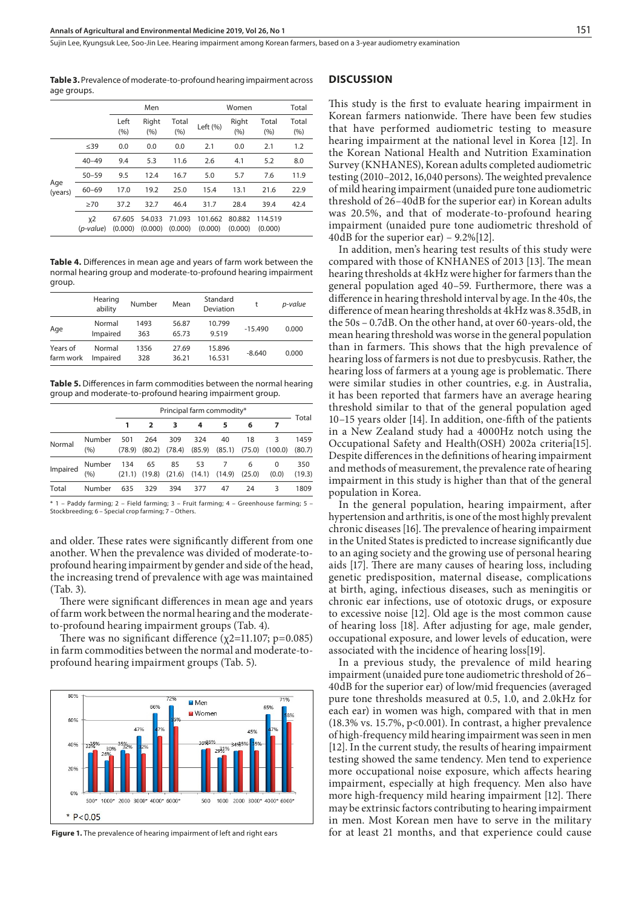**Table 3.** Prevalence of moderate-to-profound hearing impairment across age groups.

| | | Men | | | Women | | | Total |
|---|---|---|---|---|---|---|---|---|
| | | Left (%) | Right (%) | Total (%) | Left (%) | Right (%) | Total (%) | Total (%) |
| Age (years) | ≤39 | 0.0 | 0.0 | 0.0 | 2.1 | 0.0 | 2.1 | 1.2 |
| | 40–49 | 9.4 | 5.3 | 11.6 | 2.6 | 4.1 | 5.2 | 8.0 |
| | 50–59 | 9.5 | 12.4 | 16.7 | 5.0 | 5.7 | 7.6 | 11.9 |
| | 60–69 | 17.0 | 19.2 | 25.0 | 15.4 | 13.1 | 21.6 | 22.9 |
| | ≥70 | 37.2 | 32.7 | 46.4 | 31.7 | 28.4 | 39.4 | 42.4 |
| | $\chi^2$ (*p-value*) | 67.605 (0.000) | 54.033 (0.000) | 71.093 (0.000) | 101.662 (0.000) | 80.882 (0.000) | 114.519 (0.000) | |

**Table 4.** Differences in mean age and years of farm work between the normal hearing group and moderate-to-profound hearing impairment group.

| | Hearing ability | Number | Mean | Standard Deviation | t | *p-value* |
|---|---|---|---|---|---|---|
| Age | Normal | 1493 | 56.87 | 10.799 | -15.490 | 0.000 |
| | Impaired | 363 | 65.73 | 9.519 | | |
| Years of farm work | Normal | 1356 | 27.69 | 15.896 | -8.640 | 0.000 |
| | Impaired | 328 | 36.21 | 16.531 | | |

**Table 5.** Differences in farm commodities between the normal hearing group and moderate-to-profound hearing impairment group.

| | | Principal farm commodity* | | | | | | | Total |
|---|---|---|---|---|---|---|---|---|---|
| | | 1 | 2 | 3 | 4 | 5 | 6 | 7 | |
| Normal | Number (%) | 501 (78.9) | 264 (80.2) | 309 (78.4) | 324 (85.9) | 40 (85.1) | 18 (75.0) | 3 (100.0) | 1459 (80.7) |
| Impaired | Number (%) | 134 (21.1) | 65 (19.8) | 85 (21.6) | 53 (14.1) | 7 (14.9) | 6 (25.0) | 0 (0.0) | 350 (19.3) |
| Total | Number | 635 | 329 | 394 | 377 | 47 | 24 | 3 | 1809 |

\* 1 – Paddy farming; 2 – Field farming; 3 – Fruit farming; 4 – Greenhouse farming; 5 – Stockbreeding; 6 – Special crop farming; 7 – Others.

and older. These rates were significantly different from one another. When the prevalence was divided of moderate-to-profound hearing impairment by gender and side of the head, the increasing trend of prevalence with age was maintained (Tab. 3).

There were significant differences in mean age and years of farm work between the normal hearing and the moderate-to-profound hearing impairment groups (Tab. 4).

There was no significant difference ($\chi^2$=11.107; p=0.085) in farm commodities between the normal and moderate-to-profound hearing impairment groups (Tab. 5).

**Figure 1.** The prevalence of hearing impairment of left and right ears

## DISCUSSION

This study is the first to evaluate hearing impairment in Korean farmers nationwide. There have been few studies that have performed audiometric testing to measure hearing impairment at the national level in Korea [12]. In the Korean National Health and Nutrition Examination Survey (KNHANES), Korean adults completed audiometric testing (2010–2012, 16,040 persons). The weighted prevalence of mild hearing impairment (unaided pure tone audiometric threshold of 26–40dB for the superior ear) in Korean adults was 20.5%, and that of moderate-to-profound hearing impairment (unaided pure tone audiometric threshold of 40dB for the superior ear) – 9.2%[12].

In addition, men's hearing test results of this study were compared with those of KNHANES of 2013 [13]. The mean hearing thresholds at 4kHz were higher for farmers than the general population aged 40–59. Furthermore, there was a difference in hearing threshold interval by age. In the 40s, the difference of mean hearing thresholds at 4kHz was 8.35dB, in the 50s – 0.7dB. On the other hand, at over 60-years-old, the mean hearing threshold was worse in the general population than in farmers. This shows that the high prevalence of hearing loss of farmers is not due to presbycusis. Rather, the hearing loss of farmers at a young age is problematic. There were similar studies in other countries, e.g. in Australia, it has been reported that farmers have an average hearing threshold similar to that of the general population aged 10–15 years older [14]. In addition, one-fifth of the patients in a New Zealand study had a 4000Hz notch using the Occupational Safety and Health(OSH) 2002a criteria[15]. Despite differences in the definitions of hearing impairment and methods of measurement, the prevalence rate of hearing impairment in this study is higher than that of the general population in Korea.

In the general population, hearing impairment, after hypertension and arthritis, is one of the most highly prevalent chronic diseases [16]. The prevalence of hearing impairment in the United States is predicted to increase significantly due to an aging society and the growing use of personal hearing aids [17]. There are many causes of hearing loss, including genetic predisposition, maternal disease, complications at birth, aging, infectious diseases, such as meningitis or chronic ear infections, use of ototoxic drugs, or exposure to excessive noise [12]. Old age is the most common cause of hearing loss [18]. After adjusting for age, male gender, occupational exposure, and lower levels of education, were associated with the incidence of hearing loss[19].

In a previous study, the prevalence of mild hearing impairment (unaided pure tone audiometric threshold of 26–40dB for the superior ear) of low/mid frequencies (averaged pure tone thresholds measured at 0.5, 1.0, and 2.0kHz for each ear) in women was high, compared with that in men (18.3% vs. 15.7%, p<0.001). In contrast, a higher prevalence of high-frequency mild hearing impairment was seen in men [12]. In the current study, the results of hearing impairment testing showed the same tendency. Men tend to experience more occupational noise exposure, which affects hearing impairment, especially at high frequency. Men also have more high-frequency mild hearing impairment [12]. There may be extrinsic factors contributing to hearing impairment in men. Most Korean men have to serve in the military for at least 21 months, and that experience could cause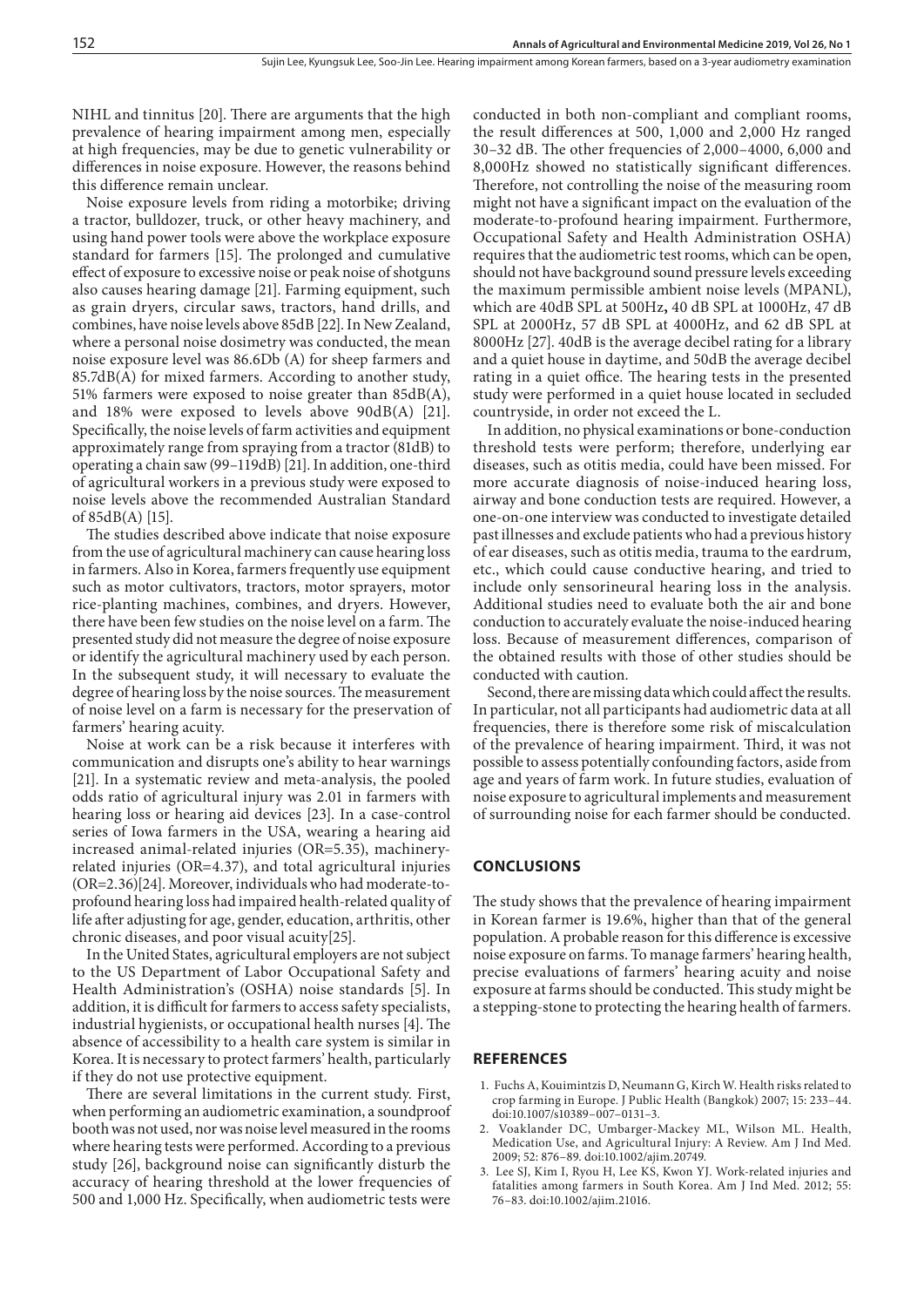NIHL and tinnitus [20]. There are arguments that the high prevalence of hearing impairment among men, especially at high frequencies, may be due to genetic vulnerability or differences in noise exposure. However, the reasons behind this difference remain unclear.

Noise exposure levels from riding a motorbike; driving a tractor, bulldozer, truck, or other heavy machinery, and using hand power tools were above the workplace exposure standard for farmers [15]. The prolonged and cumulative effect of exposure to excessive noise or peak noise of shotguns also causes hearing damage [21]. Farming equipment, such as grain dryers, circular saws, tractors, hand drills, and combines, have noise levels above 85dB [22]. In New Zealand, where a personal noise dosimetry was conducted, the mean noise exposure level was 86.6Db (A) for sheep farmers and 85.7dB(A) for mixed farmers. According to another study, 51% farmers were exposed to noise greater than 85dB(A), and 18% were exposed to levels above 90dB(A) [21]. Specifically, the noise levels of farm activities and equipment approximately range from spraying from a tractor (81dB) to operating a chain saw (99–119dB) [21]. In addition, one-third of agricultural workers in a previous study were exposed to noise levels above the recommended Australian Standard of 85dB(A) [15].

The studies described above indicate that noise exposure from the use of agricultural machinery can cause hearing loss in farmers. Also in Korea, farmers frequently use equipment such as motor cultivators, tractors, motor sprayers, motor rice-planting machines, combines, and dryers. However, there have been few studies on the noise level on a farm. The presented study did not measure the degree of noise exposure or identify the agricultural machinery used by each person. In the subsequent study, it will necessary to evaluate the degree of hearing loss by the noise sources. The measurement of noise level on a farm is necessary for the preservation of farmers' hearing acuity.

Noise at work can be a risk because it interferes with communication and disrupts one's ability to hear warnings [21]. In a systematic review and meta-analysis, the pooled odds ratio of agricultural injury was 2.01 in farmers with hearing loss or hearing aid devices [23]. In a case-control series of Iowa farmers in the USA, wearing a hearing aid increased animal-related injuries (OR=5.35), machinery-related injuries (OR=4.37), and total agricultural injuries (OR=2.36)[24]. Moreover, individuals who had moderate-to-profound hearing loss had impaired health-related quality of life after adjusting for age, gender, education, arthritis, other chronic diseases, and poor visual acuity[25].

In the United States, agricultural employers are not subject to the US Department of Labor Occupational Safety and Health Administration's (OSHA) noise standards [5]. In addition, it is difficult for farmers to access safety specialists, industrial hygienists, or occupational health nurses [4]. The absence of accessibility to a health care system is similar in Korea. It is necessary to protect farmers' health, particularly if they do not use protective equipment.

There are several limitations in the current study. First, when performing an audiometric examination, a soundproof booth was not used, nor was noise level measured in the rooms where hearing tests were performed. According to a previous study [26], background noise can significantly disturb the accuracy of hearing threshold at the lower frequencies of 500 and 1,000 Hz. Specifically, when audiometric tests were conducted in both non-compliant and compliant rooms, the result differences at 500, 1,000 and 2,000 Hz ranged 30–32 dB. The other frequencies of 2,000–4000, 6,000 and 8,000Hz showed no statistically significant differences. Therefore, not controlling the noise of the measuring room might not have a significant impact on the evaluation of the moderate-to-profound hearing impairment. Furthermore, Occupational Safety and Health Administration OSHA) requires that the audiometric test rooms, which can be open, should not have background sound pressure levels exceeding the maximum permissible ambient noise levels (MPANL), which are 40dB SPL at 500Hz**,** 40 dB SPL at 1000Hz, 47 dB SPL at 2000Hz, 57 dB SPL at 4000Hz, and 62 dB SPL at 8000Hz [27]. 40dB is the average decibel rating for a library and a quiet house in daytime, and 50dB the average decibel rating in a quiet office. The hearing tests in the presented study were performed in a quiet house located in secluded countryside, in order not exceed the L.

In addition, no physical examinations or bone-conduction threshold tests were perform; therefore, underlying ear diseases, such as otitis media, could have been missed. For more accurate diagnosis of noise-induced hearing loss, airway and bone conduction tests are required. However, a one-on-one interview was conducted to investigate detailed past illnesses and exclude patients who had a previous history of ear diseases, such as otitis media, trauma to the eardrum, etc., which could cause conductive hearing, and tried to include only sensorineural hearing loss in the analysis. Additional studies need to evaluate both the air and bone conduction to accurately evaluate the noise-induced hearing loss. Because of measurement differences, comparison of the obtained results with those of other studies should be conducted with caution.

Second, there are missing data which could affect the results. In particular, not all participants had audiometric data at all frequencies, there is therefore some risk of miscalculation of the prevalence of hearing impairment. Third, it was not possible to assess potentially confounding factors, aside from age and years of farm work. In future studies, evaluation of noise exposure to agricultural implements and measurement of surrounding noise for each farmer should be conducted.

## CONCLUSIONS

The study shows that the prevalence of hearing impairment in Korean farmer is 19.6%, higher than that of the general population. A probable reason for this difference is excessive noise exposure on farms. To manage farmers' hearing health, precise evaluations of farmers' hearing acuity and noise exposure at farms should be conducted. This study might be a stepping-stone to protecting the hearing health of farmers.

## REFERENCES

1. Fuchs A, Kouimintzis D, Neumann G, Kirch W. Health risks related to crop farming in Europe. J Public Health (Bangkok) 2007; 15: 233–44. doi:10.1007/s10389–007–0131–3.
2. Voaklander DC, Umbarger-Mackey ML, Wilson ML. Health, Medication Use, and Agricultural Injury: A Review. Am J Ind Med. 2009; 52: 876–89. doi:10.1002/ajim.20749.
3. Lee SJ, Kim I, Ryou H, Lee KS, Kwon YJ. Work-related injuries and fatalities among farmers in South Korea. Am J Ind Med. 2012; 55: 76–83. doi:10.1002/ajim.21016.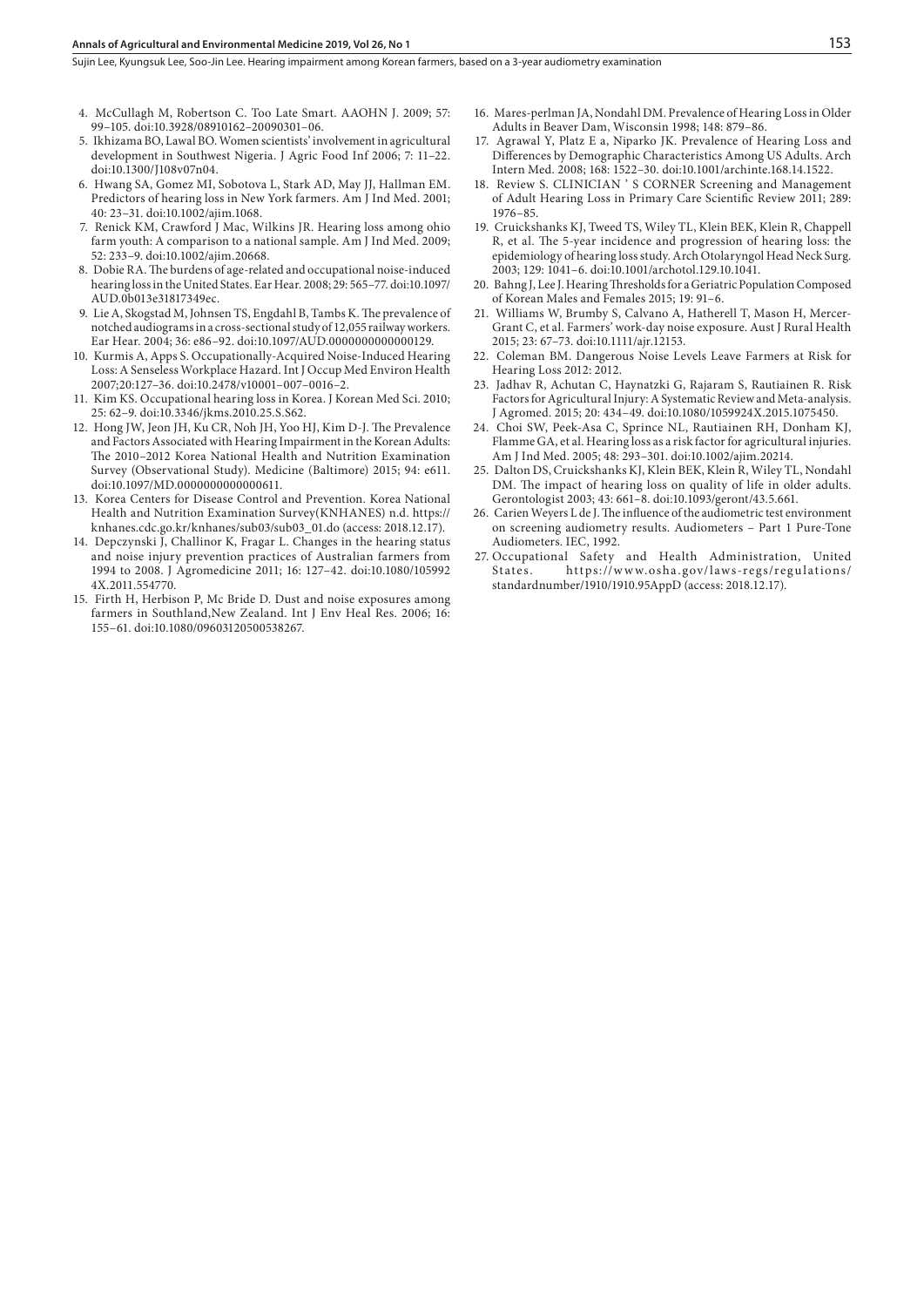4. McCullagh M, Robertson C. Too Late Smart. AAOHN J. 2009; 57: 99–105. doi:10.3928/08910162–20090301–06.
5. Ikhizama BO, Lawal BO. Women scientists' involvement in agricultural development in Southwest Nigeria. J Agric Food Inf 2006; 7: 11–22. doi:10.1300/J108v07n04.
6. Hwang SA, Gomez MI, Sobotova L, Stark AD, May JJ, Hallman EM. Predictors of hearing loss in New York farmers. Am J Ind Med. 2001; 40: 23–31. doi:10.1002/ajim.1068.
7. Renick KM, Crawford J Mac, Wilkins JR. Hearing loss among ohio farm youth: A comparison to a national sample. Am J Ind Med. 2009; 52: 233–9. doi:10.1002/ajim.20668.
8. Dobie RA. The burdens of age-related and occupational noise-induced hearing loss in the United States. Ear Hear. 2008; 29: 565–77. doi:10.1097/AUD.0b013e31817349ec.
9. Lie A, Skogstad M, Johnsen TS, Engdahl B, Tambs K. The prevalence of notched audiograms in a cross-sectional study of 12,055 railway workers. Ear Hear. 2004; 36: e86–92. doi:10.1097/AUD.0000000000000129.
10. Kurmis A, Apps S. Occupationally-Acquired Noise-Induced Hearing Loss: A Senseless Workplace Hazard. Int J Occup Med Environ Health 2007;20:127–36. doi:10.2478/v10001–007–0016–2.
11. Kim KS. Occupational hearing loss in Korea. J Korean Med Sci. 2010; 25: 62–9. doi:10.3346/jkms.2010.25.S.S62.
12. Hong JW, Jeon JH, Ku CR, Noh JH, Yoo HJ, Kim D-J. The Prevalence and Factors Associated with Hearing Impairment in the Korean Adults: The 2010–2012 Korea National Health and Nutrition Examination Survey (Observational Study). Medicine (Baltimore) 2015; 94: e611. doi:10.1097/MD.0000000000000611.
13. Korea Centers for Disease Control and Prevention. Korea National Health and Nutrition Examination Survey(KNHANES) n.d. https://knhanes.cdc.go.kr/knhanes/sub03/sub03_01.do (access: 2018.12.17).
14. Depczynski J, Challinor K, Fragar L. Changes in the hearing status and noise injury prevention practices of Australian farmers from 1994 to 2008. J Agromedicine 2011; 16: 127–42. doi:10.1080/1059924X.2011.554770.
15. Firth H, Herbison P, Mc Bride D. Dust and noise exposures among farmers in Southland,New Zealand. Int J Env Heal Res. 2006; 16: 155–61. doi:10.1080/09603120500538267.
16. Mares-perlman JA, Nondahl DM. Prevalence of Hearing Loss in Older Adults in Beaver Dam, Wisconsin 1998; 148: 879–86.
17. Agrawal Y, Platz E a, Niparko JK. Prevalence of Hearing Loss and Differences by Demographic Characteristics Among US Adults. Arch Intern Med. 2008; 168: 1522–30. doi:10.1001/archinte.168.14.1522.
18. Review S. CLINICIAN ' S CORNER Screening and Management of Adult Hearing Loss in Primary Care Scientific Review 2011; 289: 1976–85.
19. Cruickshanks KJ, Tweed TS, Wiley TL, Klein BEK, Klein R, Chappell R, et al. The 5-year incidence and progression of hearing loss: the epidemiology of hearing loss study. Arch Otolaryngol Head Neck Surg. 2003; 129: 1041–6. doi:10.1001/archotol.129.10.1041.
20. Bahng J, Lee J. Hearing Thresholds for a Geriatric Population Composed of Korean Males and Females 2015; 19: 91–6.
21. Williams W, Brumby S, Calvano A, Hatherell T, Mason H, Mercer-Grant C, et al. Farmers' work-day noise exposure. Aust J Rural Health 2015; 23: 67–73. doi:10.1111/ajr.12153.
22. Coleman BM. Dangerous Noise Levels Leave Farmers at Risk for Hearing Loss 2012: 2012.
23. Jadhav R, Achutan C, Haynatzki G, Rajaram S, Rautiainen R. Risk Factors for Agricultural Injury: A Systematic Review and Meta-analysis. J Agromed. 2015; 20: 434–49. doi:10.1080/1059924X.2015.1075450.
24. Choi SW, Peek-Asa C, Sprince NL, Rautiainen RH, Donham KJ, Flamme GA, et al. Hearing loss as a risk factor for agricultural injuries. Am J Ind Med. 2005; 48: 293–301. doi:10.1002/ajim.20214.
25. Dalton DS, Cruickshanks KJ, Klein BEK, Klein R, Wiley TL, Nondahl DM. The impact of hearing loss on quality of life in older adults. Gerontologist 2003; 43: 661–8. doi:10.1093/geront/43.5.661.
26. Carien Weyers L de J. The influence of the audiometric test environment on screening audiometry results. Audiometers – Part 1 Pure-Tone Audiometers. IEC, 1992.
27. Occupational Safety and Health Administration, United States. https://www.osha.gov/laws-regs/regulations/standardnumber/1910/1910.95AppD (access: 2018.12.17).